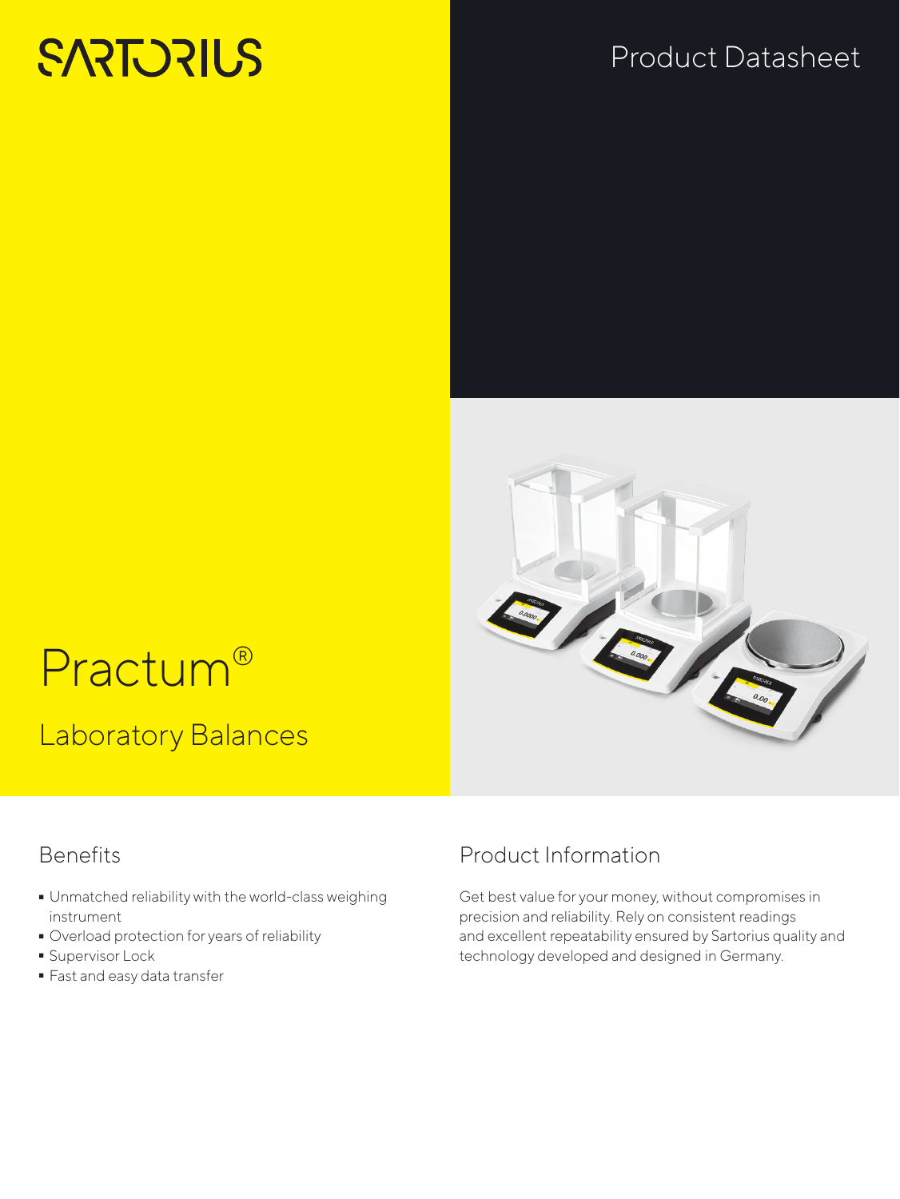SARTORIUS

Product Datasheet

# Practum®

## Laboratory Balances

### Benefits

- Unmatched reliability with the world-class weighing instrument
- Overload protection for years of reliability
- Supervisor Lock
- Fast and easy data transfer

### Product Information

Get best value for your money, without compromises in precision and reliability. Rely on consistent readings and excellent repeatability ensured by Sartorius quality and technology developed and designed in Germany.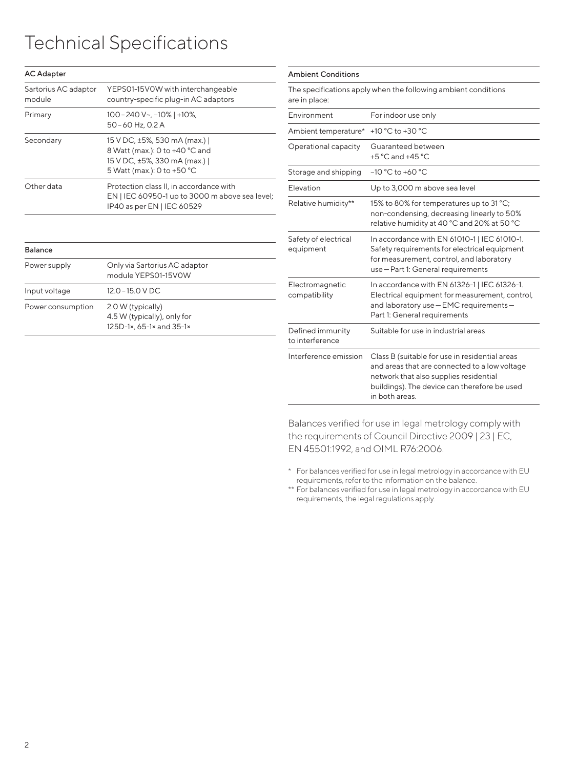# Technical Specifications

| AC Adapter | |
|---|---|
| Sartorius AC adaptor module | YEPS01-15V0W with interchangeable country-specific plug-in AC adaptors |
| Primary | 100 – 240 V~, –10% \| +10%, 50 – 60 Hz, 0.2 A |
| Secondary | 15 V DC, ±5%, 530 mA (max.) \| 8 Watt (max.): 0 to +40 °C and 15 V DC, ±5%, 330 mA (max.) \| 5 Watt (max.): 0 to +50 °C |
| Other data | Protection class II, in accordance with EN \| IEC 60950-1 up to 3000 m above sea level; IP40 as per EN \| IEC 60529 |

| Balance | |
|---|---|
| Power supply | Only via Sartorius AC adaptor module YEPS01-15V0W |
| Input voltage | 12.0 – 15.0 V DC |
| Power consumption | 2.0 W (typically) 4.5 W (typically), only for 125D-1×, 65-1× and 35-1× |

| Ambient Conditions | |
|---|---|
| The specifications apply when the following ambient conditions are in place: | |
| Environment | For indoor use only |
| Ambient temperature* | +10 °C to +30 °C |
| Operational capacity | Guaranteed between +5 °C and +45 °C |
| Storage and shipping | –10 °C to +60 °C |
| Elevation | Up to 3,000 m above sea level |
| Relative humidity** | 15% to 80% for temperatures up to 31 °C; non-condensing, decreasing linearly to 50% relative humidity at 40 °C and 20% at 50 °C |
| Safety of electrical equipment | In accordance with EN 61010-1 \| IEC 61010-1. Safety requirements for electrical equipment for measurement, control, and laboratory use – Part 1: General requirements |
| Electromagnetic compatibility | In accordance with EN 61326-1 \| IEC 61326-1. Electrical equipment for measurement, control, and laboratory use – EMC requirements – Part 1: General requirements |
| Defined immunity to interference | Suitable for use in industrial areas |
| Interference emission | Class B (suitable for use in residential areas and areas that are connected to a low voltage network that also supplies residential buildings). The device can therefore be used in both areas. |

Balances verified for use in legal metrology comply with the requirements of Council Directive 2009 | 23 | EC, EN 45501:1992, and OIML R76:2006.

\* For balances verified for use in legal metrology in accordance with EU requirements, refer to the information on the balance.

\*\* For balances verified for use in legal metrology in accordance with EU requirements, the legal regulations apply.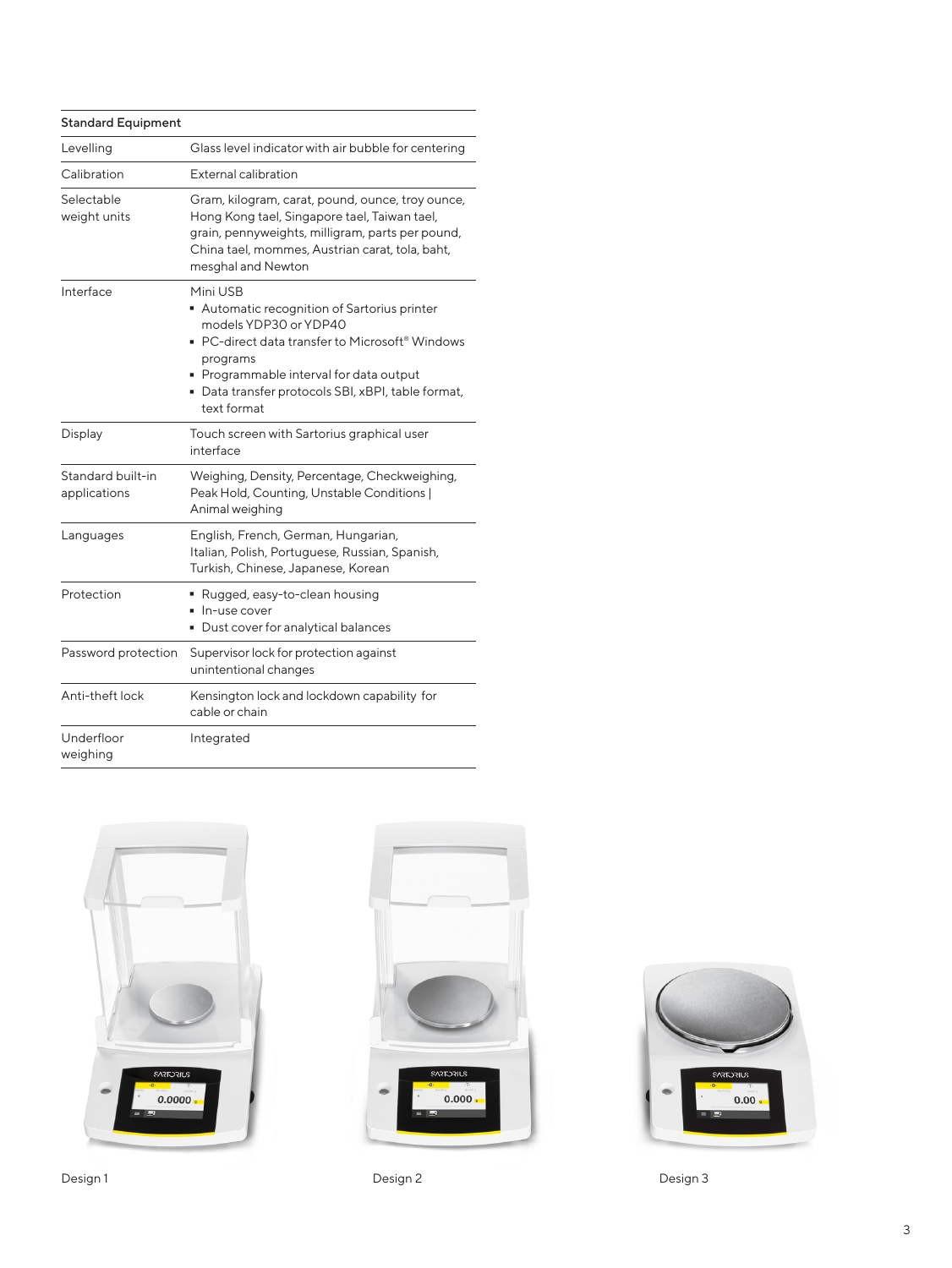| Standard Equipment | |
|---|---|
| Levelling | Glass level indicator with air bubble for centering |
| Calibration | External calibration |
| Selectable weight units | Gram, kilogram, carat, pound, ounce, troy ounce, Hong Kong tael, Singapore tael, Taiwan tael, grain, pennyweights, milligram, parts per pound, China tael, mommes, Austrian carat, tola, baht, mesghal and Newton |
| Interface | Mini USB<br>▪ Automatic recognition of Sartorius printer models YDP30 or YDP40<br>▪ PC-direct data transfer to Microsoft® Windows programs<br>▪ Programmable interval for data output<br>▪ Data transfer protocols SBI, xBPI, table format, text format |
| Display | Touch screen with Sartorius graphical user interface |
| Standard built-in applications | Weighing, Density, Percentage, Checkweighing, Peak Hold, Counting, Unstable Conditions \| Animal weighing |
| Languages | English, French, German, Hungarian, Italian, Polish, Portuguese, Russian, Spanish, Turkish, Chinese, Japanese, Korean |
| Protection | ▪ Rugged, easy-to-clean housing<br>▪ In-use cover<br>▪ Dust cover for analytical balances |
| Password protection | Supervisor lock for protection against unintentional changes |
| Anti-theft lock | Kensington lock and lockdown capability for cable or chain |
| Underfloor weighing | Integrated |

Design 1

Design 2

Design 3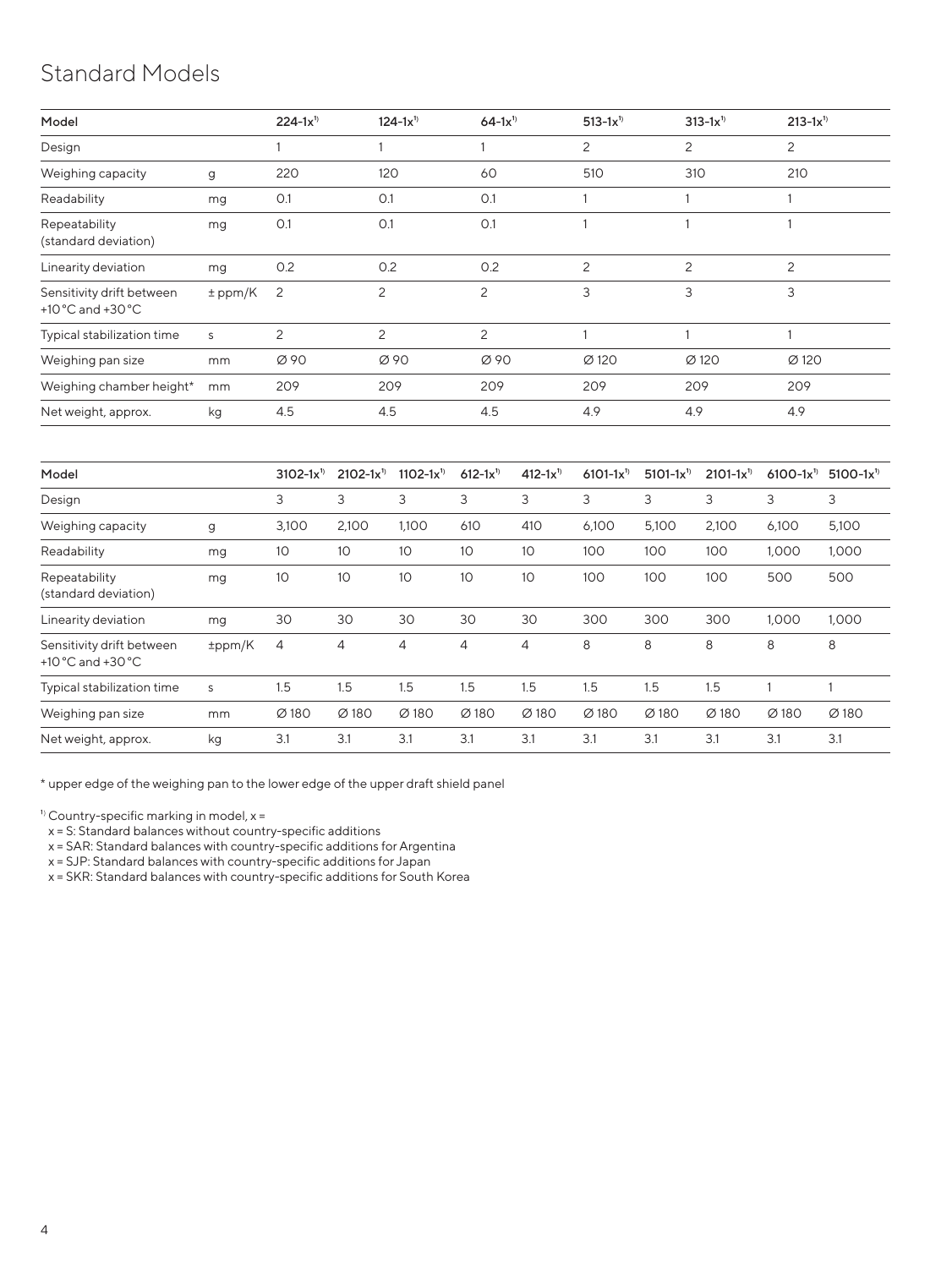## Standard Models

| Model | | 224-1x[1] | 124-1x[1] | 64-1x[1] | 513-1x[1] | 313-1x[1] | 213-1x[1] |
|---|---|---|---|---|---|---|---|
| Design | | 1 | 1 | 1 | 2 | 2 | 2 |
| Weighing capacity | g | 220 | 120 | 60 | 510 | 310 | 210 |
| Readability | mg | 0.1 | 0.1 | 0.1 | 1 | 1 | 1 |
| Repeatability (standard deviation) | mg | 0.1 | 0.1 | 0.1 | 1 | 1 | 1 |
| Linearity deviation | mg | 0.2 | 0.2 | 0.2 | 2 | 2 | 2 |
| Sensitivity drift between +10 °C and +30 °C | ± ppm/K | 2 | 2 | 2 | 3 | 3 | 3 |
| Typical stabilization time | s | 2 | 2 | 2 | 1 | 1 | 1 |
| Weighing pan size | mm | Ø 90 | Ø 90 | Ø 90 | Ø 120 | Ø 120 | Ø 120 |
| Weighing chamber height* | mm | 209 | 209 | 209 | 209 | 209 | 209 |
| Net weight, approx. | kg | 4.5 | 4.5 | 4.5 | 4.9 | 4.9 | 4.9 |

| Model | | 3102-1x[1] | 2102-1x[1] | 1102-1x[1] | 612-1x[1] | 412-1x[1] | 6101-1x[1] | 5101-1x[1] | 2101-1x[1] | 6100-1x[1] | 5100-1x[1] |
|---|---|---|---|---|---|---|---|---|---|---|---|
| Design | | 3 | 3 | 3 | 3 | 3 | 3 | 3 | 3 | 3 | 3 |
| Weighing capacity | g | 3,100 | 2,100 | 1,100 | 610 | 410 | 6,100 | 5,100 | 2,100 | 6,100 | 5,100 |
| Readability | mg | 10 | 10 | 10 | 10 | 10 | 100 | 100 | 100 | 1,000 | 1,000 |
| Repeatability (standard deviation) | mg | 10 | 10 | 10 | 10 | 10 | 100 | 100 | 100 | 500 | 500 |
| Linearity deviation | mg | 30 | 30 | 30 | 30 | 30 | 300 | 300 | 300 | 1,000 | 1,000 |
| Sensitivity drift between +10 °C and +30 °C | ±ppm/K | 4 | 4 | 4 | 4 | 4 | 8 | 8 | 8 | 8 | 8 |
| Typical stabilization time | s | 1.5 | 1.5 | 1.5 | 1.5 | 1.5 | 1.5 | 1.5 | 1.5 | 1 | 1 |
| Weighing pan size | mm | Ø 180 | Ø 180 | Ø 180 | Ø 180 | Ø 180 | Ø 180 | Ø 180 | Ø 180 | Ø 180 | Ø 180 |
| Net weight, approx. | kg | 3.1 | 3.1 | 3.1 | 3.1 | 3.1 | 3.1 | 3.1 | 3.1 | 3.1 | 3.1 |

* upper edge of the weighing pan to the lower edge of the upper draft shield panel

[1] Country-specific marking in model, x =
x = S: Standard balances without country-specific additions
x = SAR: Standard balances with country-specific additions for Argentina
x = SJP: Standard balances with country-specific additions for Japan
x = SKR: Standard balances with country-specific additions for South Korea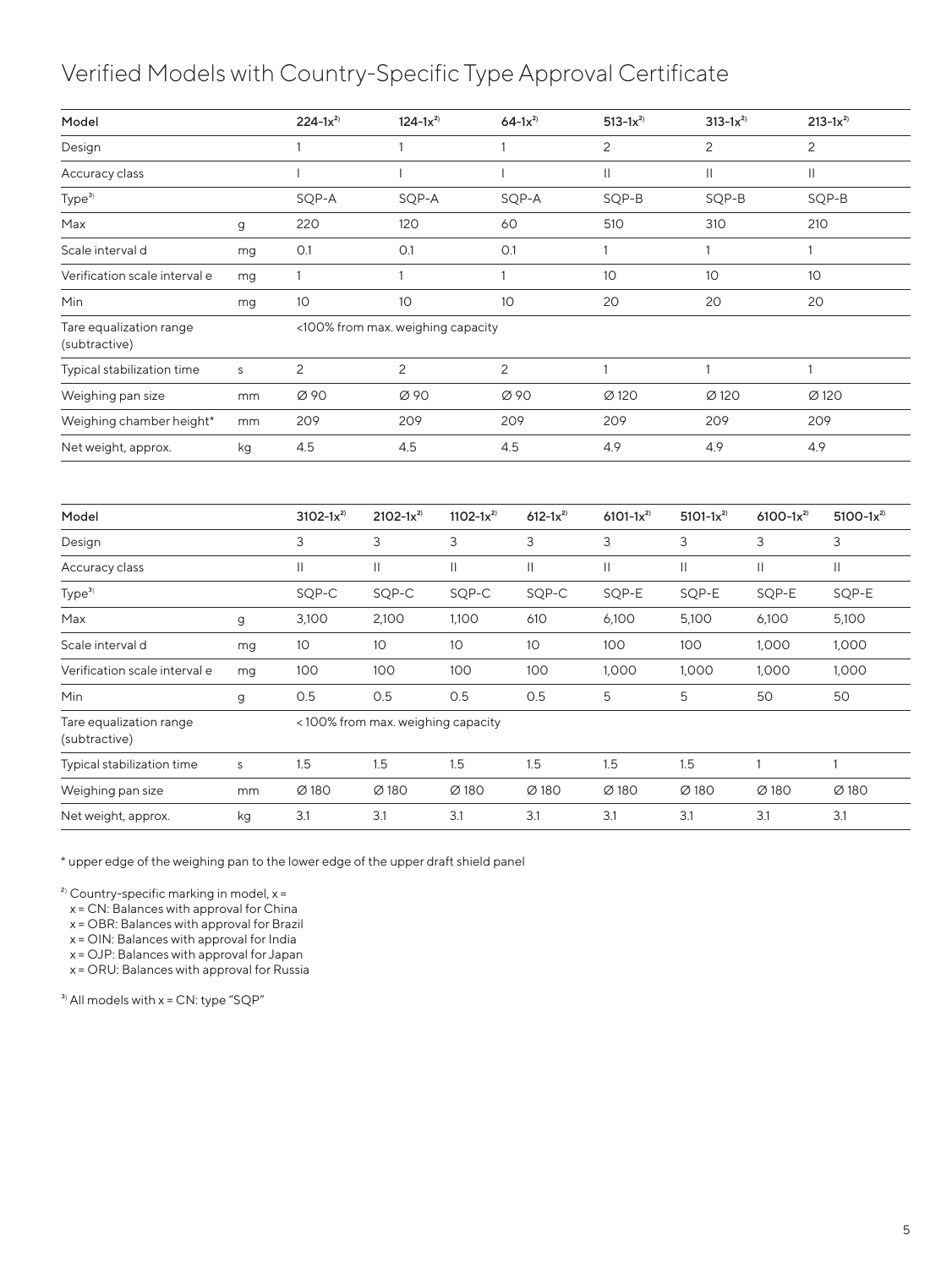# Verified Models with Country-Specific Type Approval Certificate

| Model | | 224-1x[2] | 124-1x[2] | 64-1x[2] | 513-1x[2] | 313-1x[2] | 213-1x[2] |
|---|---|---|---|---|---|---|---|
| Design | | 1 | 1 | 1 | 2 | 2 | 2 |
| Accuracy class | | I | I | I | II | II | II |
| Type[3] | | SQP-A | SQP-A | SQP-A | SQP-B | SQP-B | SQP-B |
| Max | g | 220 | 120 | 60 | 510 | 310 | 210 |
| Scale interval d | mg | 0.1 | 0.1 | 0.1 | 1 | 1 | 1 |
| Verification scale interval e | mg | 1 | 1 | 1 | 10 | 10 | 10 |
| Min | mg | 10 | 10 | 10 | 20 | 20 | 20 |
| Tare equalization range (subtractive) | | <100% from max. weighing capacity | | | | | |
| Typical stabilization time | s | 2 | 2 | 2 | 1 | 1 | 1 |
| Weighing pan size | mm | Ø 90 | Ø 90 | Ø 90 | Ø 120 | Ø 120 | Ø 120 |
| Weighing chamber height* | mm | 209 | 209 | 209 | 209 | 209 | 209 |
| Net weight, approx. | kg | 4.5 | 4.5 | 4.5 | 4.9 | 4.9 | 4.9 |

| Model | | 3102-1x[2] | 2102-1x[2] | 1102-1x[2] | 612-1x[2] | 6101-1x[2] | 5101-1x[2] | 6100-1x[2] | 5100-1x[2] |
|---|---|---|---|---|---|---|---|---|---|
| Design | | 3 | 3 | 3 | 3 | 3 | 3 | 3 | 3 |
| Accuracy class | | II | II | II | II | II | II | II | II |
| Type[3] | | SQP-C | SQP-C | SQP-C | SQP-C | SQP-E | SQP-E | SQP-E | SQP-E |
| Max | g | 3,100 | 2,100 | 1,100 | 610 | 6,100 | 5,100 | 6,100 | 5,100 |
| Scale interval d | mg | 10 | 10 | 10 | 10 | 100 | 100 | 1,000 | 1,000 |
| Verification scale interval e | mg | 100 | 100 | 100 | 100 | 1,000 | 1,000 | 1,000 | 1,000 |
| Min | g | 0.5 | 0.5 | 0.5 | 0.5 | 5 | 5 | 50 | 50 |
| Tare equalization range (subtractive) | | < 100% from max. weighing capacity | | | | | | | |
| Typical stabilization time | s | 1.5 | 1.5 | 1.5 | 1.5 | 1.5 | 1.5 | 1 | 1 |
| Weighing pan size | mm | Ø 180 | Ø 180 | Ø 180 | Ø 180 | Ø 180 | Ø 180 | Ø 180 | Ø 180 |
| Net weight, approx. | kg | 3.1 | 3.1 | 3.1 | 3.1 | 3.1 | 3.1 | 3.1 | 3.1 |

* upper edge of the weighing pan to the lower edge of the upper draft shield panel

[2] Country-specific marking in model, x =
x = CN: Balances with approval for China
x = OBR: Balances with approval for Brazil
x = OIN: Balances with approval for India
x = OJP: Balances with approval for Japan
x = ORU: Balances with approval for Russia

[3] All models with x = CN: type "SQP"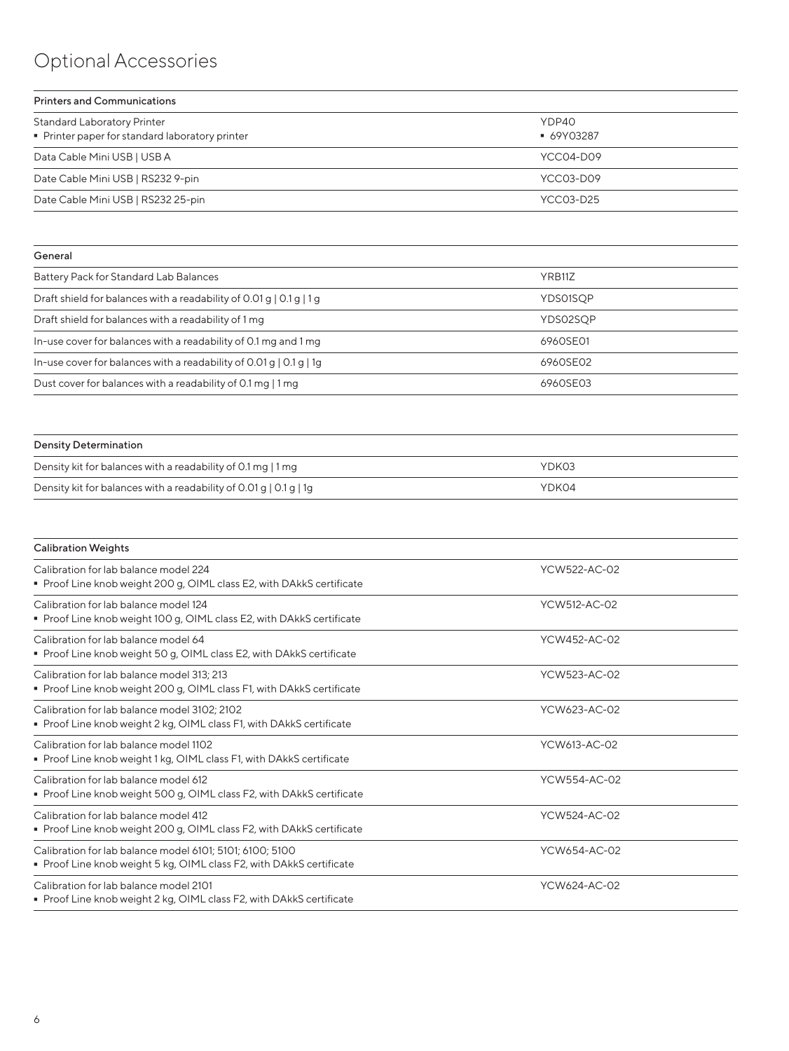# Optional Accessories

| Printers and Communications | |
|---|---|
| Standard Laboratory Printer<br>▪ Printer paper for standard laboratory printer | YDP40<br>▪ 69Y03287 |
| Data Cable Mini USB \| USB A | YCC04-D09 |
| Date Cable Mini USB \| RS232 9-pin | YCC03-D09 |
| Date Cable Mini USB \| RS232 25-pin | YCC03-D25 |

| General | |
|---|---|
| Battery Pack for Standard Lab Balances | YRB11Z |
| Draft shield for balances with a readability of 0.01 g \| 0.1 g \| 1 g | YDS01SQP |
| Draft shield for balances with a readability of 1 mg | YDS02SQP |
| In-use cover for balances with a readability of 0.1 mg and 1 mg | 6960SE01 |
| In-use cover for balances with a readability of 0.01 g \| 0.1 g \| 1g | 6960SE02 |
| Dust cover for balances with a readability of 0.1 mg \| 1 mg | 6960SE03 |

| Density Determination | |
|---|---|
| Density kit for balances with a readability of 0.1 mg \| 1 mg | YDK03 |
| Density kit for balances with a readability of 0.01 g \| 0.1 g \| 1g | YDK04 |

| Calibration Weights | |
|---|---|
| Calibration for lab balance model 224<br>▪ Proof Line knob weight 200 g, OIML class E2, with DAkkS certificate | YCW522-AC-02 |
| Calibration for lab balance model 124<br>▪ Proof Line knob weight 100 g, OIML class E2, with DAkkS certificate | YCW512-AC-02 |
| Calibration for lab balance model 64<br>▪ Proof Line knob weight 50 g, OIML class E2, with DAkkS certificate | YCW452-AC-02 |
| Calibration for lab balance model 313; 213<br>▪ Proof Line knob weight 200 g, OIML class F1, with DAkkS certificate | YCW523-AC-02 |
| Calibration for lab balance model 3102; 2102<br>▪ Proof Line knob weight 2 kg, OIML class F1, with DAkkS certificate | YCW623-AC-02 |
| Calibration for lab balance model 1102<br>▪ Proof Line knob weight 1 kg, OIML class F1, with DAkkS certificate | YCW613-AC-02 |
| Calibration for lab balance model 612<br>▪ Proof Line knob weight 500 g, OIML class F2, with DAkkS certificate | YCW554-AC-02 |
| Calibration for lab balance model 412<br>▪ Proof Line knob weight 200 g, OIML class F2, with DAkkS certificate | YCW524-AC-02 |
| Calibration for lab balance model 6101; 5101; 6100; 5100<br>▪ Proof Line knob weight 5 kg, OIML class F2, with DAkkS certificate | YCW654-AC-02 |
| Calibration for lab balance model 2101<br>▪ Proof Line knob weight 2 kg, OIML class F2, with DAkkS certificate | YCW624-AC-02 |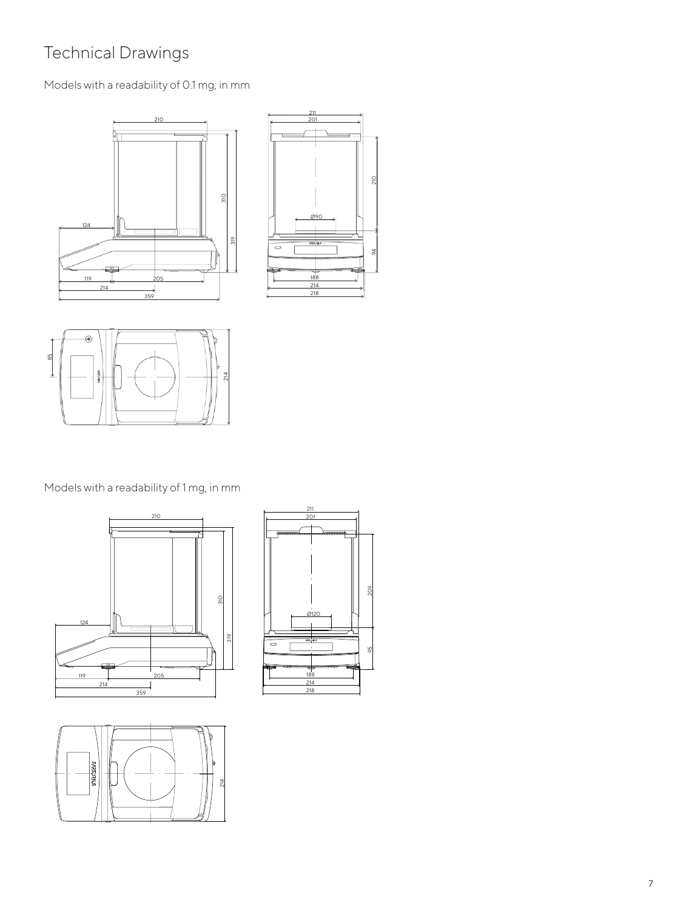# Technical Drawings

Models with a readability of 0.1 mg, in mm

Models with a readability of 1 mg, in mm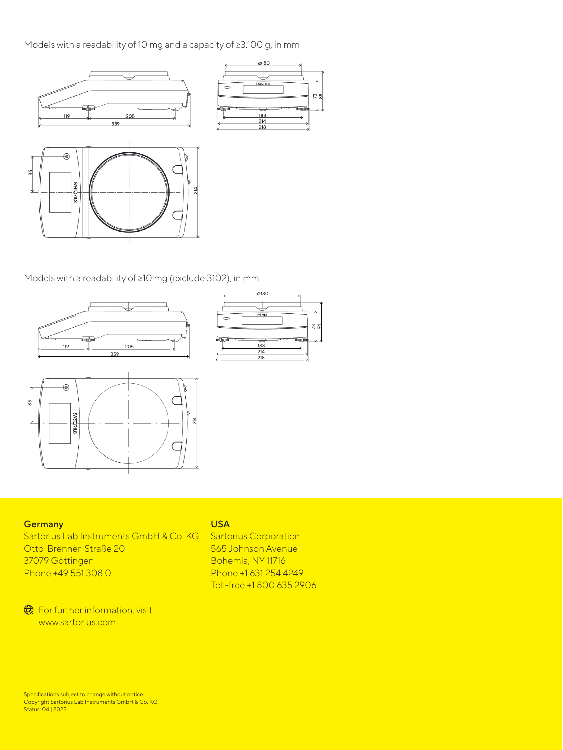Models with a readability of 10 mg and a capacity of ≥3,100 g, in mm

ø180

73
88

188
214
218

119
205
359

85
214

Models with a readability of ≥10 mg (exclude 3102), in mm

ø180

73
94

188
214
218

119
205
359

85
214

**Germany**
Sartorius Lab Instruments GmbH & Co. KG
Otto-Brenner-Straße 20
37079 Göttingen
Phone +49 551 308 0

**USA**
Sartorius Corporation
565 Johnson Avenue
Bohemia, NY 11716
Phone +1 631 254 4249
Toll-free +1 800 635 2906

For further information, visit
www.sartorius.com

Specifications subject to change without notice.
Copyright Sartorius Lab Instruments GmbH & Co. KG.
Status: 04 | 2022